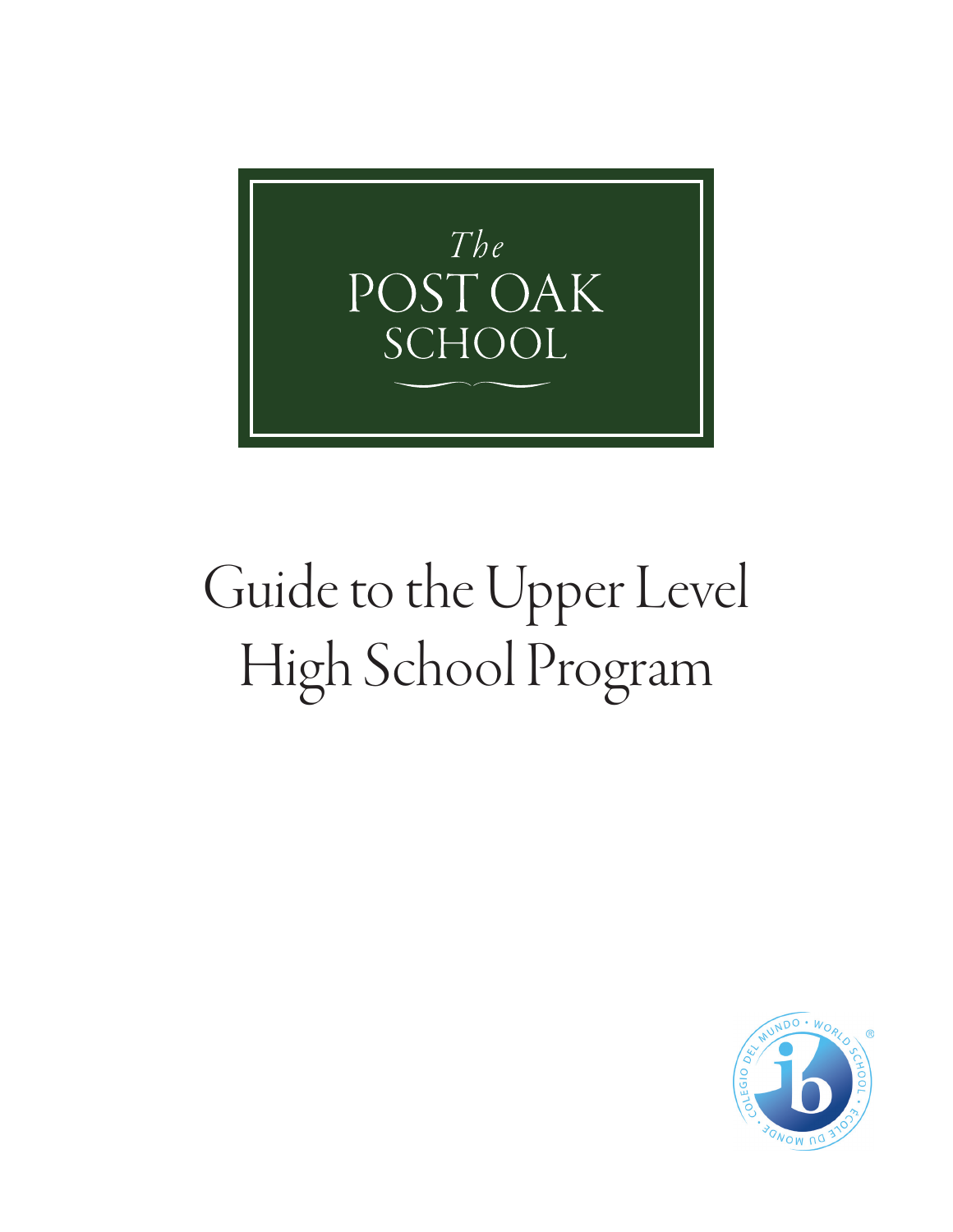The

POST OAK

SCHOOL

# Guide to the Upper Level High School Program

COLEGIO DEL MUNDO • WORLD SCHOOL • ÉCOLE DU MONDE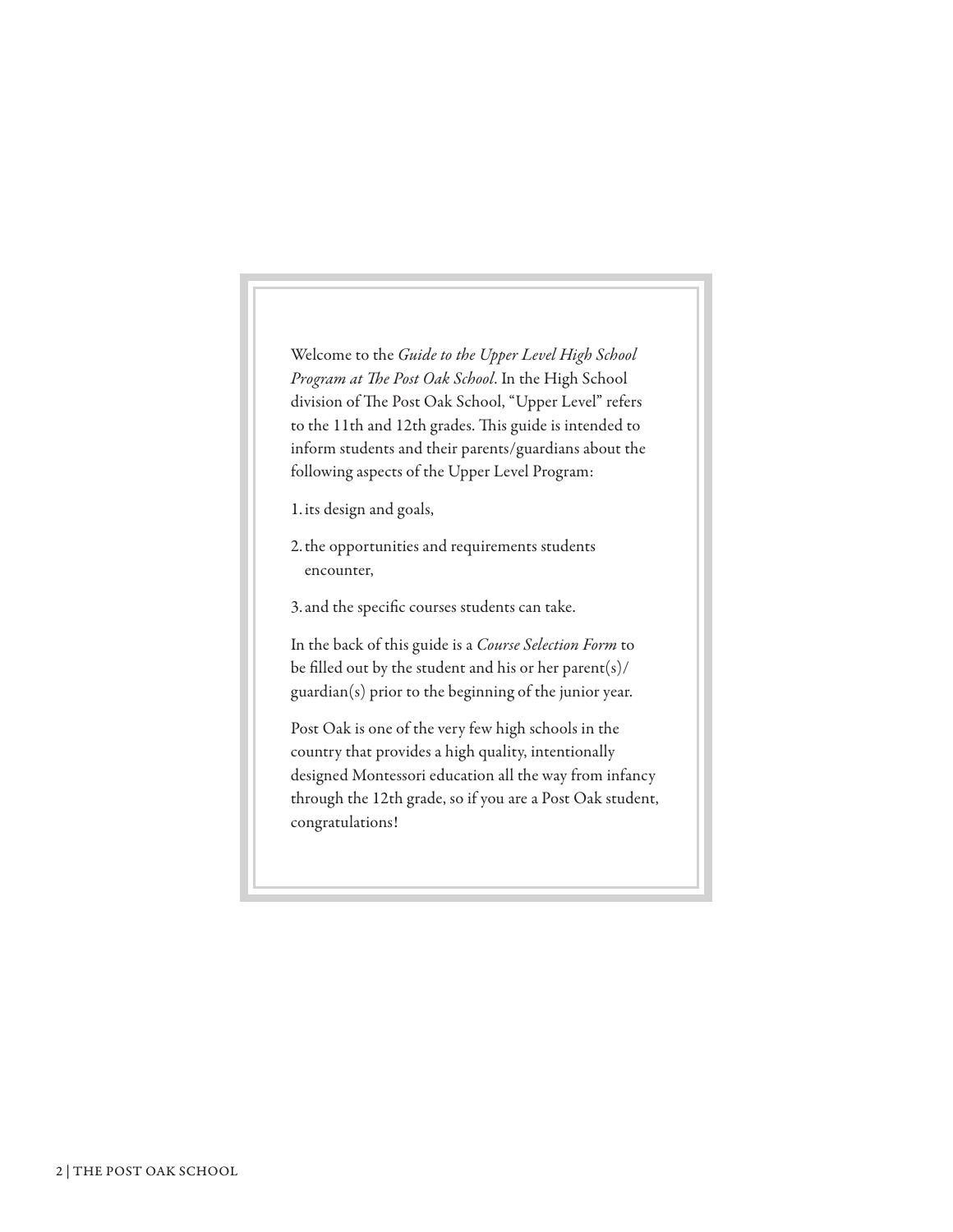Welcome to the *Guide to the Upper Level High School Program at The Post Oak School*. In the High School division of The Post Oak School, "Upper Level" refers to the 11th and 12th grades. This guide is intended to inform students and their parents/guardians about the following aspects of the Upper Level Program:

1. its design and goals,
2. the opportunities and requirements students encounter,
3. and the specific courses students can take.

In the back of this guide is a *Course Selection Form* to be filled out by the student and his or her parent(s)/guardian(s) prior to the beginning of the junior year.

Post Oak is one of the very few high schools in the country that provides a high quality, intentionally designed Montessori education all the way from infancy through the 12th grade, so if you are a Post Oak student, congratulations!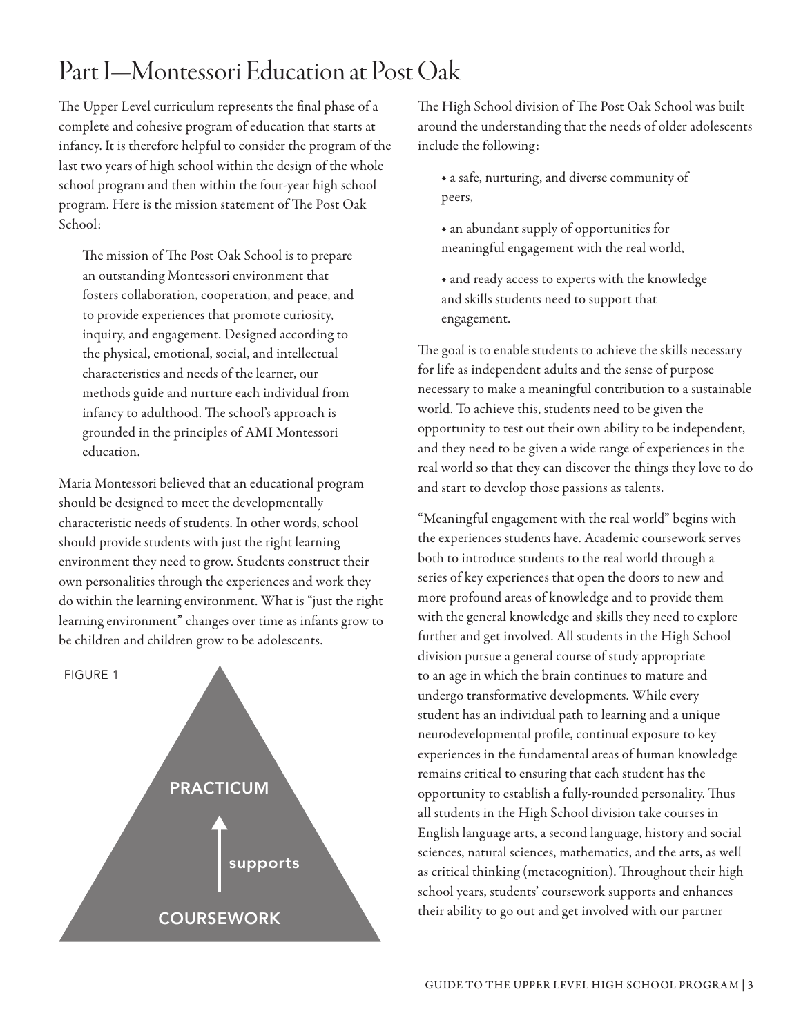# Part I—Montessori Education at Post Oak

The Upper Level curriculum represents the final phase of a complete and cohesive program of education that starts at infancy. It is therefore helpful to consider the program of the last two years of high school within the design of the whole school program and then within the four-year high school program. Here is the mission statement of The Post Oak School:

> The mission of The Post Oak School is to prepare an outstanding Montessori environment that fosters collaboration, cooperation, and peace, and to provide experiences that promote curiosity, inquiry, and engagement. Designed according to the physical, emotional, social, and intellectual characteristics and needs of the learner, our methods guide and nurture each individual from infancy to adulthood. The school's approach is grounded in the principles of AMI Montessori education.

Maria Montessori believed that an educational program should be designed to meet the developmentally characteristic needs of students. In other words, school should provide students with just the right learning environment they need to grow. Students construct their own personalities through the experiences and work they do within the learning environment. What is "just the right learning environment" changes over time as infants grow to be children and children grow to be adolescents.

FIGURE 1

PRACTICUM

supports

COURSEWORK

The High School division of The Post Oak School was built around the understanding that the needs of older adolescents include the following:

- a safe, nurturing, and diverse community of peers,
- an abundant supply of opportunities for meaningful engagement with the real world,
- and ready access to experts with the knowledge and skills students need to support that engagement.

The goal is to enable students to achieve the skills necessary for life as independent adults and the sense of purpose necessary to make a meaningful contribution to a sustainable world. To achieve this, students need to be given the opportunity to test out their own ability to be independent, and they need to be given a wide range of experiences in the real world so that they can discover the things they love to do and start to develop those passions as talents.

"Meaningful engagement with the real world" begins with the experiences students have. Academic coursework serves both to introduce students to the real world through a series of key experiences that open the doors to new and more profound areas of knowledge and to provide them with the general knowledge and skills they need to explore further and get involved. All students in the High School division pursue a general course of study appropriate to an age in which the brain continues to mature and undergo transformative developments. While every student has an individual path to learning and a unique neurodevelopmental profile, continual exposure to key experiences in the fundamental areas of human knowledge remains critical to ensuring that each student has the opportunity to establish a fully-rounded personality. Thus all students in the High School division take courses in English language arts, a second language, history and social sciences, natural sciences, mathematics, and the arts, as well as critical thinking (metacognition). Throughout their high school years, students' coursework supports and enhances their ability to go out and get involved with our partner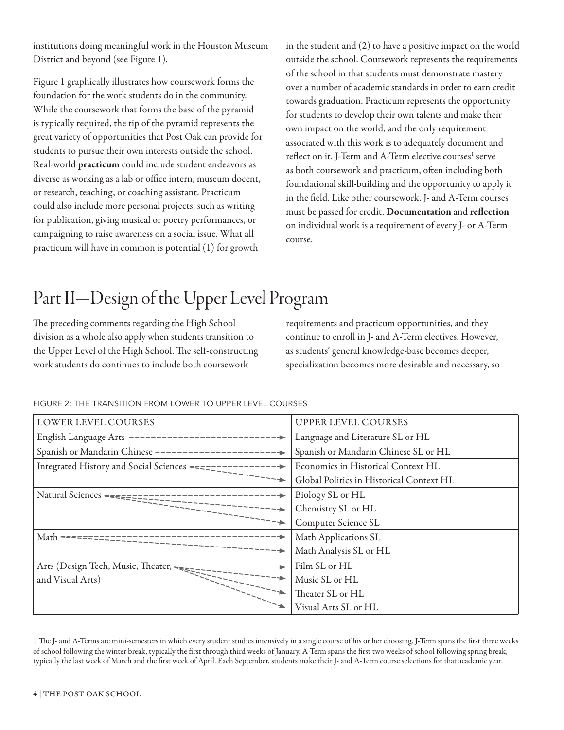institutions doing meaningful work in the Houston Museum District and beyond (see Figure 1).

Figure 1 graphically illustrates how coursework forms the foundation for the work students do in the community. While the coursework that forms the base of the pyramid is typically required, the tip of the pyramid represents the great variety of opportunities that Post Oak can provide for students to pursue their own interests outside the school. Real-world **practicum** could include student endeavors as diverse as working as a lab or office intern, museum docent, or research, teaching, or coaching assistant. Practicum could also include more personal projects, such as writing for publication, giving musical or poetry performances, or campaigning to raise awareness on a social issue. What all practicum will have in common is potential (1) for growth in the student and (2) to have a positive impact on the world outside the school. Coursework represents the requirements of the school in that students must demonstrate mastery over a number of academic standards in order to earn credit towards graduation. Practicum represents the opportunity for students to develop their own talents and make their own impact on the world, and the only requirement associated with this work is to adequately document and reflect on it. J-Term and A-Term elective courses[1] serve as both coursework and practicum, often including both foundational skill-building and the opportunity to apply it in the field. Like other coursework, J- and A-Term courses must be passed for credit. **Documentation** and **reflection** on individual work is a requirement of every J- or A-Term course.

# Part II—Design of the Upper Level Program

The preceding comments regarding the High School division as a whole also apply when students transition to the Upper Level of the High School. The self-constructing work students do continues to include both coursework requirements and practicum opportunities, and they continue to enroll in J- and A-Term electives. However, as students' general knowledge-base becomes deeper, specialization becomes more desirable and necessary, so

FIGURE 2: THE TRANSITION FROM LOWER TO UPPER LEVEL COURSES

| LOWER LEVEL COURSES | UPPER LEVEL COURSES |
|---|---|
| English Language Arts → | Language and Literature SL or HL |
| Spanish or Mandarin Chinese → | Spanish or Mandarin Chinese SL or HL |
| Integrated History and Social Sciences → | Economics in Historical Context HL |
| | Global Politics in Historical Context HL |
| Natural Sciences → | Biology SL or HL |
| | Chemistry SL or HL |
| | Computer Science SL |
| Math → | Math Applications SL |
| | Math Analysis SL or HL |
| Arts (Design Tech, Music, Theater, and Visual Arts) → | Film SL or HL |
| | Music SL or HL |
| | Theater SL or HL |
| | Visual Arts SL or HL |

1 The J- and A-Terms are mini-semesters in which every student studies intensively in a single course of his or her choosing. J-Term spans the first three weeks of school following the winter break, typically the first through third weeks of January. A-Term spans the first two weeks of school following spring break, typically the last week of March and the first week of April. Each September, students make their J- and A-Term course selections for that academic year.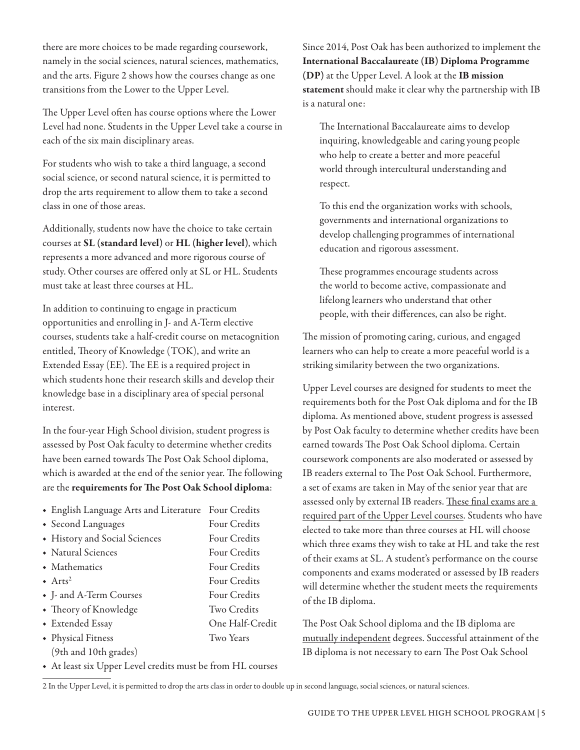there are more choices to be made regarding coursework, namely in the social sciences, natural sciences, mathematics, and the arts. Figure 2 shows how the courses change as one transitions from the Lower to the Upper Level.

The Upper Level often has course options where the Lower Level had none. Students in the Upper Level take a course in each of the six main disciplinary areas.

For students who wish to take a third language, a second social science, or second natural science, it is permitted to drop the arts requirement to allow them to take a second class in one of those areas.

Additionally, students now have the choice to take certain courses at **SL (standard level)** or **HL (higher level)**, which represents a more advanced and more rigorous course of study. Other courses are offered only at SL or HL. Students must take at least three courses at HL.

In addition to continuing to engage in practicum opportunities and enrolling in J- and A-Term elective courses, students take a half-credit course on metacognition entitled, Theory of Knowledge (TOK), and write an Extended Essay (EE). The EE is a required project in which students hone their research skills and develop their knowledge base in a disciplinary area of special personal interest.

In the four-year High School division, student progress is assessed by Post Oak faculty to determine whether credits have been earned towards The Post Oak School diploma, which is awarded at the end of the senior year. The following are the **requirements for The Post Oak School diploma**:

- English Language Arts and Literature — Four Credits
- Second Languages — Four Credits
- History and Social Sciences — Four Credits
- Natural Sciences — Four Credits
- Mathematics — Four Credits
- Arts[2] — Four Credits
- J- and A-Term Courses — Four Credits
- Theory of Knowledge — Two Credits
- Extended Essay — One Half-Credit
- Physical Fitness (9th and 10th grades) — Two Years
- At least six Upper Level credits must be from HL courses

Since 2014, Post Oak has been authorized to implement the **International Baccalaureate (IB) Diploma Programme (DP)** at the Upper Level. A look at the **IB mission statement** should make it clear why the partnership with IB is a natural one:

> The International Baccalaureate aims to develop inquiring, knowledgeable and caring young people who help to create a better and more peaceful world through intercultural understanding and respect.
>
> To this end the organization works with schools, governments and international organizations to develop challenging programmes of international education and rigorous assessment.
>
> These programmes encourage students across the world to become active, compassionate and lifelong learners who understand that other people, with their differences, can also be right.

The mission of promoting caring, curious, and engaged learners who can help to create a more peaceful world is a striking similarity between the two organizations.

Upper Level courses are designed for students to meet the requirements both for the Post Oak diploma and for the IB diploma. As mentioned above, student progress is assessed by Post Oak faculty to determine whether credits have been earned towards The Post Oak School diploma. Certain coursework components are also moderated or assessed by IB readers external to The Post Oak School. Furthermore, a set of exams are taken in May of the senior year that are assessed only by external IB readers. <u>These final exams are a required part of the Upper Level courses</u>. Students who have elected to take more than three courses at HL will choose which three exams they wish to take at HL and take the rest of their exams at SL. A student's performance on the course components and exams moderated or assessed by IB readers will determine whether the student meets the requirements of the IB diploma.

The Post Oak School diploma and the IB diploma are <u>mutually independent</u> degrees. Successful attainment of the IB diploma is not necessary to earn The Post Oak School

[2] In the Upper Level, it is permitted to drop the arts class in order to double up in second language, social sciences, or natural sciences.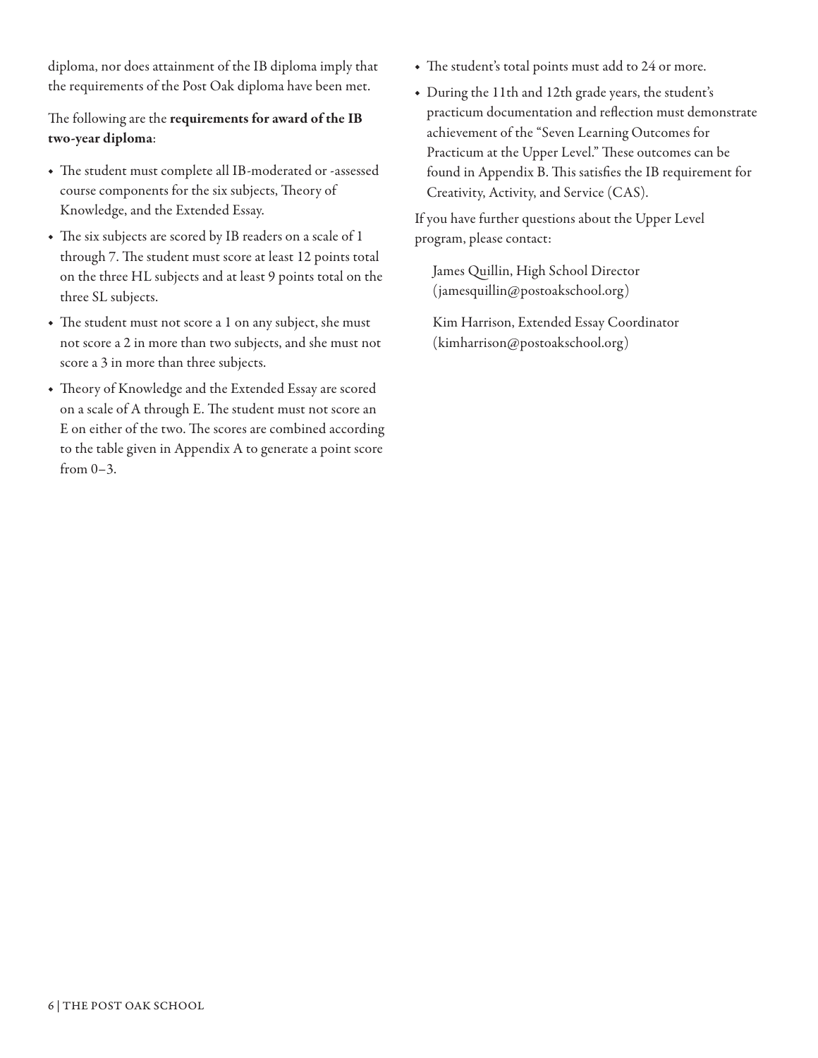diploma, nor does attainment of the IB diploma imply that the requirements of the Post Oak diploma have been met.

The following are the **requirements for award of the IB two-year diploma**:

- The student must complete all IB-moderated or -assessed course components for the six subjects, Theory of Knowledge, and the Extended Essay.
- The six subjects are scored by IB readers on a scale of 1 through 7. The student must score at least 12 points total on the three HL subjects and at least 9 points total on the three SL subjects.
- The student must not score a 1 on any subject, she must not score a 2 in more than two subjects, and she must not score a 3 in more than three subjects.
- Theory of Knowledge and the Extended Essay are scored on a scale of A through E. The student must not score an E on either of the two. The scores are combined according to the table given in Appendix A to generate a point score from 0–3.
- The student's total points must add to 24 or more.
- During the 11th and 12th grade years, the student's practicum documentation and reflection must demonstrate achievement of the "Seven Learning Outcomes for Practicum at the Upper Level." These outcomes can be found in Appendix B. This satisfies the IB requirement for Creativity, Activity, and Service (CAS).

If you have further questions about the Upper Level program, please contact:

James Quillin, High School Director
(jamesquillin@postoakschool.org)

Kim Harrison, Extended Essay Coordinator
(kimharrison@postoakschool.org)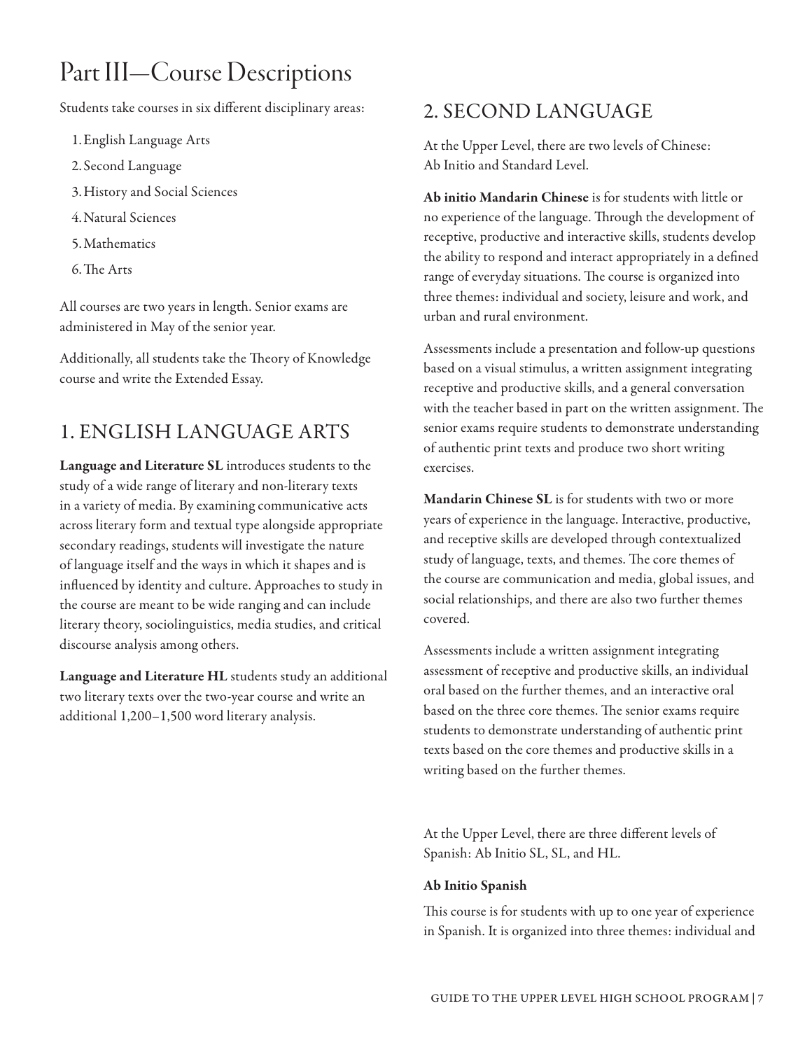# Part III—Course Descriptions

Students take courses in six different disciplinary areas:

1. English Language Arts
2. Second Language
3. History and Social Sciences
4. Natural Sciences
5. Mathematics
6. The Arts

All courses are two years in length. Senior exams are administered in May of the senior year.

Additionally, all students take the Theory of Knowledge course and write the Extended Essay.

## 1. ENGLISH LANGUAGE ARTS

**Language and Literature SL** introduces students to the study of a wide range of literary and non-literary texts in a variety of media. By examining communicative acts across literary form and textual type alongside appropriate secondary readings, students will investigate the nature of language itself and the ways in which it shapes and is influenced by identity and culture. Approaches to study in the course are meant to be wide ranging and can include literary theory, sociolinguistics, media studies, and critical discourse analysis among others.

**Language and Literature HL** students study an additional two literary texts over the two-year course and write an additional 1,200–1,500 word literary analysis.

## 2. SECOND LANGUAGE

At the Upper Level, there are two levels of Chinese: Ab Initio and Standard Level.

**Ab initio Mandarin Chinese** is for students with little or no experience of the language. Through the development of receptive, productive and interactive skills, students develop the ability to respond and interact appropriately in a defined range of everyday situations. The course is organized into three themes: individual and society, leisure and work, and urban and rural environment.

Assessments include a presentation and follow-up questions based on a visual stimulus, a written assignment integrating receptive and productive skills, and a general conversation with the teacher based in part on the written assignment. The senior exams require students to demonstrate understanding of authentic print texts and produce two short writing exercises.

**Mandarin Chinese SL** is for students with two or more years of experience in the language. Interactive, productive, and receptive skills are developed through contextualized study of language, texts, and themes. The core themes of the course are communication and media, global issues, and social relationships, and there are also two further themes covered.

Assessments include a written assignment integrating assessment of receptive and productive skills, an individual oral based on the further themes, and an interactive oral based on the three core themes. The senior exams require students to demonstrate understanding of authentic print texts based on the core themes and productive skills in a writing based on the further themes.

At the Upper Level, there are three different levels of Spanish: Ab Initio SL, SL, and HL.

**Ab Initio Spanish**

This course is for students with up to one year of experience in Spanish. It is organized into three themes: individual and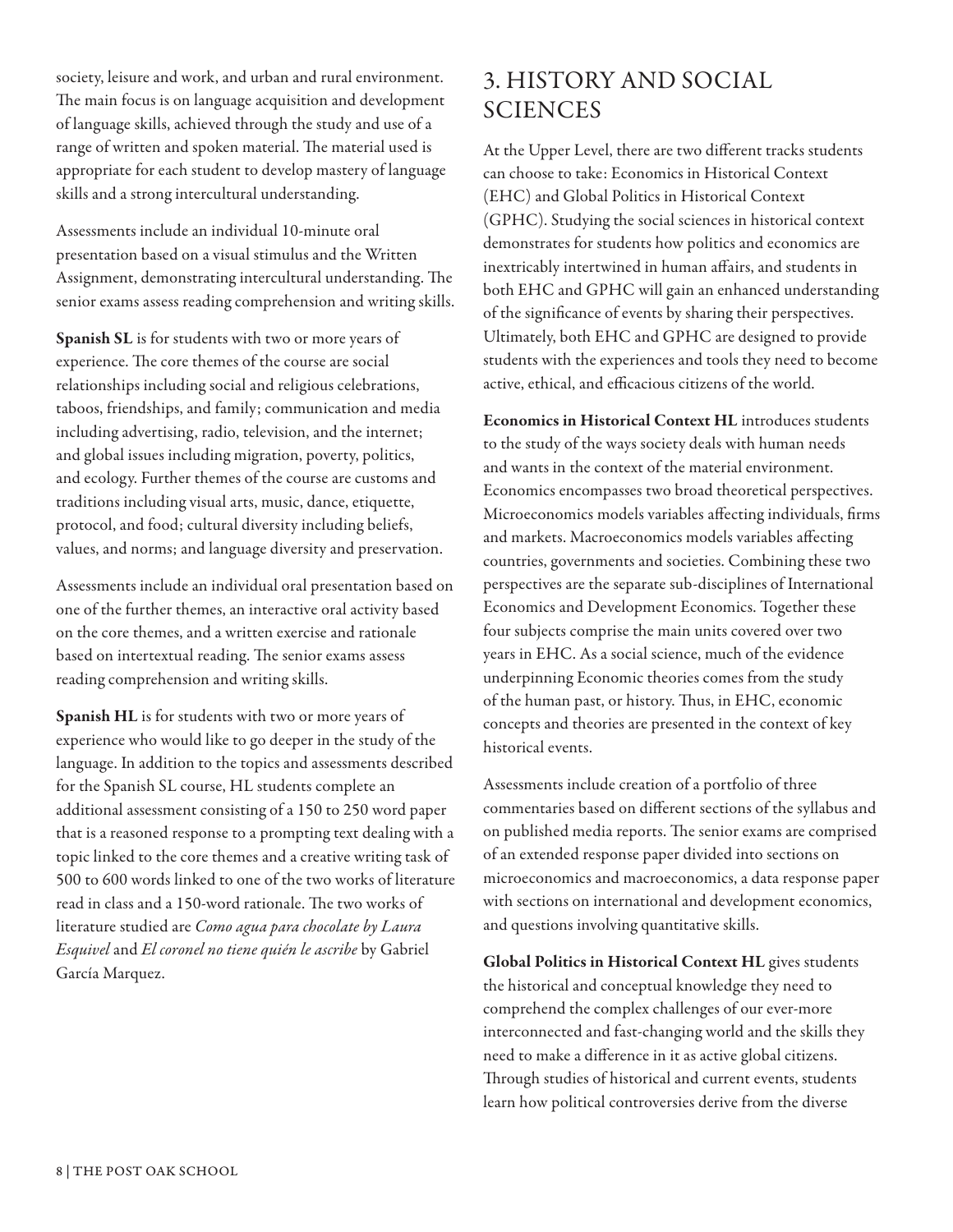society, leisure and work, and urban and rural environment. The main focus is on language acquisition and development of language skills, achieved through the study and use of a range of written and spoken material. The material used is appropriate for each student to develop mastery of language skills and a strong intercultural understanding.

Assessments include an individual 10-minute oral presentation based on a visual stimulus and the Written Assignment, demonstrating intercultural understanding. The senior exams assess reading comprehension and writing skills.

**Spanish SL** is for students with two or more years of experience. The core themes of the course are social relationships including social and religious celebrations, taboos, friendships, and family; communication and media including advertising, radio, television, and the internet; and global issues including migration, poverty, politics, and ecology. Further themes of the course are customs and traditions including visual arts, music, dance, etiquette, protocol, and food; cultural diversity including beliefs, values, and norms; and language diversity and preservation.

Assessments include an individual oral presentation based on one of the further themes, an interactive oral activity based on the core themes, and a written exercise and rationale based on intertextual reading. The senior exams assess reading comprehension and writing skills.

**Spanish HL** is for students with two or more years of experience who would like to go deeper in the study of the language. In addition to the topics and assessments described for the Spanish SL course, HL students complete an additional assessment consisting of a 150 to 250 word paper that is a reasoned response to a prompting text dealing with a topic linked to the core themes and a creative writing task of 500 to 600 words linked to one of the two works of literature read in class and a 150-word rationale. The two works of literature studied are *Como agua para chocolate by Laura Esquivel* and *El coronel no tiene quién le ascribe* by Gabriel García Marquez.

## 3. HISTORY AND SOCIAL SCIENCES

At the Upper Level, there are two different tracks students can choose to take: Economics in Historical Context (EHC) and Global Politics in Historical Context (GPHC). Studying the social sciences in historical context demonstrates for students how politics and economics are inextricably intertwined in human affairs, and students in both EHC and GPHC will gain an enhanced understanding of the significance of events by sharing their perspectives. Ultimately, both EHC and GPHC are designed to provide students with the experiences and tools they need to become active, ethical, and efficacious citizens of the world.

**Economics in Historical Context HL** introduces students to the study of the ways society deals with human needs and wants in the context of the material environment. Economics encompasses two broad theoretical perspectives. Microeconomics models variables affecting individuals, firms and markets. Macroeconomics models variables affecting countries, governments and societies. Combining these two perspectives are the separate sub-disciplines of International Economics and Development Economics. Together these four subjects comprise the main units covered over two years in EHC. As a social science, much of the evidence underpinning Economic theories comes from the study of the human past, or history. Thus, in EHC, economic concepts and theories are presented in the context of key historical events.

Assessments include creation of a portfolio of three commentaries based on different sections of the syllabus and on published media reports. The senior exams are comprised of an extended response paper divided into sections on microeconomics and macroeconomics, a data response paper with sections on international and development economics, and questions involving quantitative skills.

**Global Politics in Historical Context HL** gives students the historical and conceptual knowledge they need to comprehend the complex challenges of our ever-more interconnected and fast-changing world and the skills they need to make a difference in it as active global citizens. Through studies of historical and current events, students learn how political controversies derive from the diverse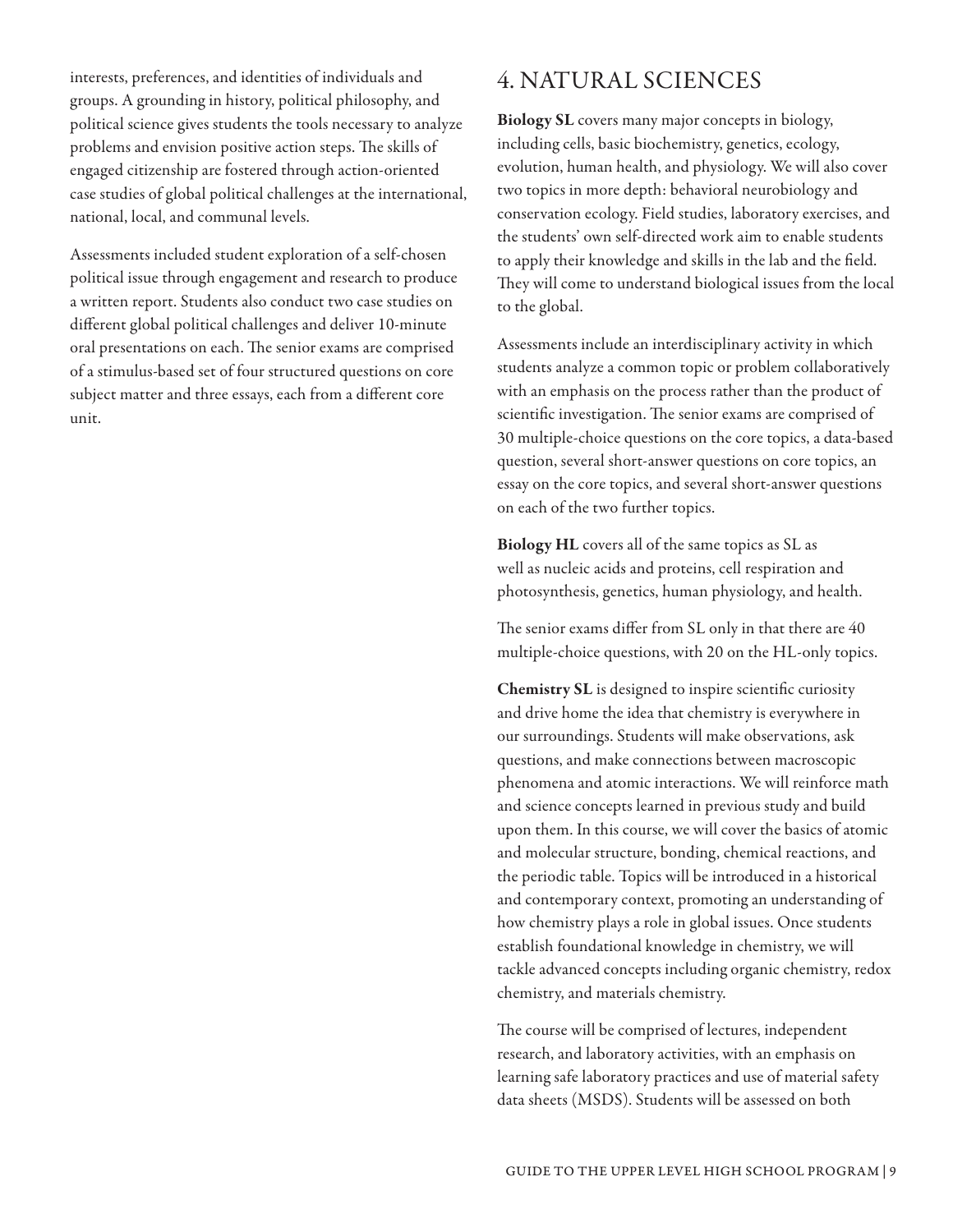interests, preferences, and identities of individuals and groups. A grounding in history, political philosophy, and political science gives students the tools necessary to analyze problems and envision positive action steps. The skills of engaged citizenship are fostered through action-oriented case studies of global political challenges at the international, national, local, and communal levels.

Assessments included student exploration of a self-chosen political issue through engagement and research to produce a written report. Students also conduct two case studies on different global political challenges and deliver 10-minute oral presentations on each. The senior exams are comprised of a stimulus-based set of four structured questions on core subject matter and three essays, each from a different core unit.

## 4. NATURAL SCIENCES

**Biology SL** covers many major concepts in biology, including cells, basic biochemistry, genetics, ecology, evolution, human health, and physiology. We will also cover two topics in more depth: behavioral neurobiology and conservation ecology. Field studies, laboratory exercises, and the students' own self-directed work aim to enable students to apply their knowledge and skills in the lab and the field. They will come to understand biological issues from the local to the global.

Assessments include an interdisciplinary activity in which students analyze a common topic or problem collaboratively with an emphasis on the process rather than the product of scientific investigation. The senior exams are comprised of 30 multiple-choice questions on the core topics, a data-based question, several short-answer questions on core topics, an essay on the core topics, and several short-answer questions on each of the two further topics.

**Biology HL** covers all of the same topics as SL as well as nucleic acids and proteins, cell respiration and photosynthesis, genetics, human physiology, and health.

The senior exams differ from SL only in that there are 40 multiple-choice questions, with 20 on the HL-only topics.

**Chemistry SL** is designed to inspire scientific curiosity and drive home the idea that chemistry is everywhere in our surroundings. Students will make observations, ask questions, and make connections between macroscopic phenomena and atomic interactions. We will reinforce math and science concepts learned in previous study and build upon them. In this course, we will cover the basics of atomic and molecular structure, bonding, chemical reactions, and the periodic table. Topics will be introduced in a historical and contemporary context, promoting an understanding of how chemistry plays a role in global issues. Once students establish foundational knowledge in chemistry, we will tackle advanced concepts including organic chemistry, redox chemistry, and materials chemistry.

The course will be comprised of lectures, independent research, and laboratory activities, with an emphasis on learning safe laboratory practices and use of material safety data sheets (MSDS). Students will be assessed on both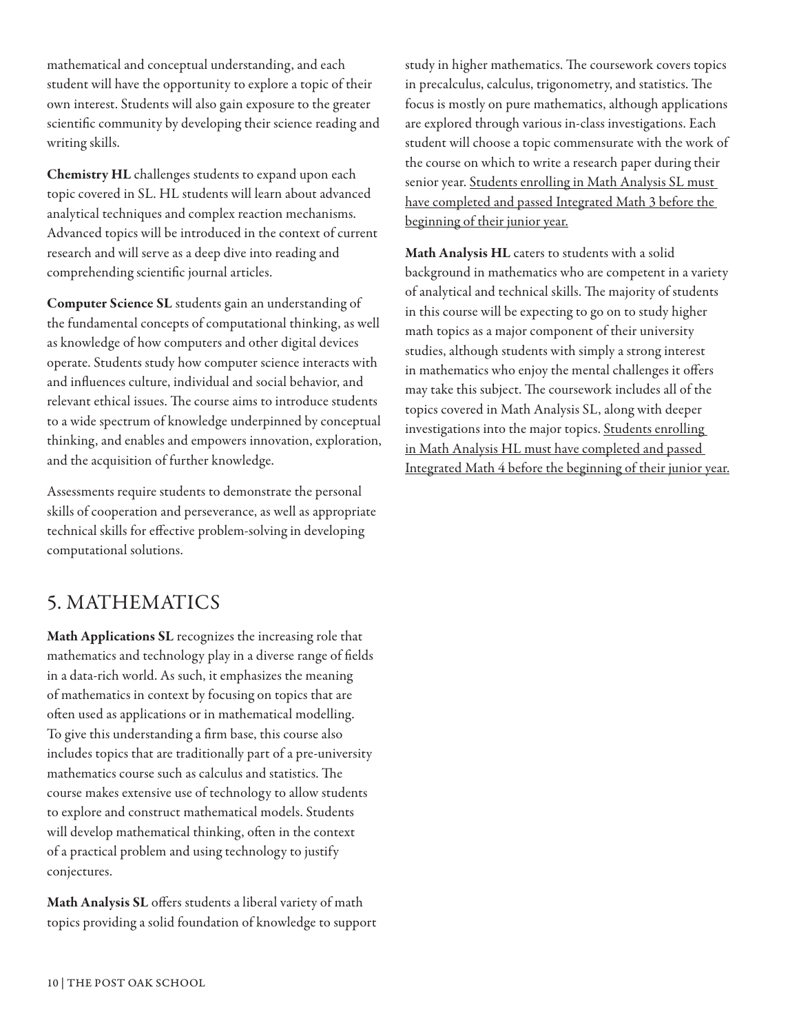mathematical and conceptual understanding, and each student will have the opportunity to explore a topic of their own interest. Students will also gain exposure to the greater scientific community by developing their science reading and writing skills.

**Chemistry HL** challenges students to expand upon each topic covered in SL. HL students will learn about advanced analytical techniques and complex reaction mechanisms. Advanced topics will be introduced in the context of current research and will serve as a deep dive into reading and comprehending scientific journal articles.

**Computer Science SL** students gain an understanding of the fundamental concepts of computational thinking, as well as knowledge of how computers and other digital devices operate. Students study how computer science interacts with and influences culture, individual and social behavior, and relevant ethical issues. The course aims to introduce students to a wide spectrum of knowledge underpinned by conceptual thinking, and enables and empowers innovation, exploration, and the acquisition of further knowledge.

Assessments require students to demonstrate the personal skills of cooperation and perseverance, as well as appropriate technical skills for effective problem-solving in developing computational solutions.

## 5. MATHEMATICS

**Math Applications SL** recognizes the increasing role that mathematics and technology play in a diverse range of fields in a data-rich world. As such, it emphasizes the meaning of mathematics in context by focusing on topics that are often used as applications or in mathematical modelling. To give this understanding a firm base, this course also includes topics that are traditionally part of a pre-university mathematics course such as calculus and statistics. The course makes extensive use of technology to allow students to explore and construct mathematical models. Students will develop mathematical thinking, often in the context of a practical problem and using technology to justify conjectures.

**Math Analysis SL** offers students a liberal variety of math topics providing a solid foundation of knowledge to support study in higher mathematics. The coursework covers topics in precalculus, calculus, trigonometry, and statistics. The focus is mostly on pure mathematics, although applications are explored through various in-class investigations. Each student will choose a topic commensurate with the work of the course on which to write a research paper during their senior year. <u>Students enrolling in Math Analysis SL must have completed and passed Integrated Math 3 before the beginning of their junior year.</u>

**Math Analysis HL** caters to students with a solid background in mathematics who are competent in a variety of analytical and technical skills. The majority of students in this course will be expecting to go on to study higher math topics as a major component of their university studies, although students with simply a strong interest in mathematics who enjoy the mental challenges it offers may take this subject. The coursework includes all of the topics covered in Math Analysis SL, along with deeper investigations into the major topics. <u>Students enrolling in Math Analysis HL must have completed and passed Integrated Math 4 before the beginning of their junior year.</u>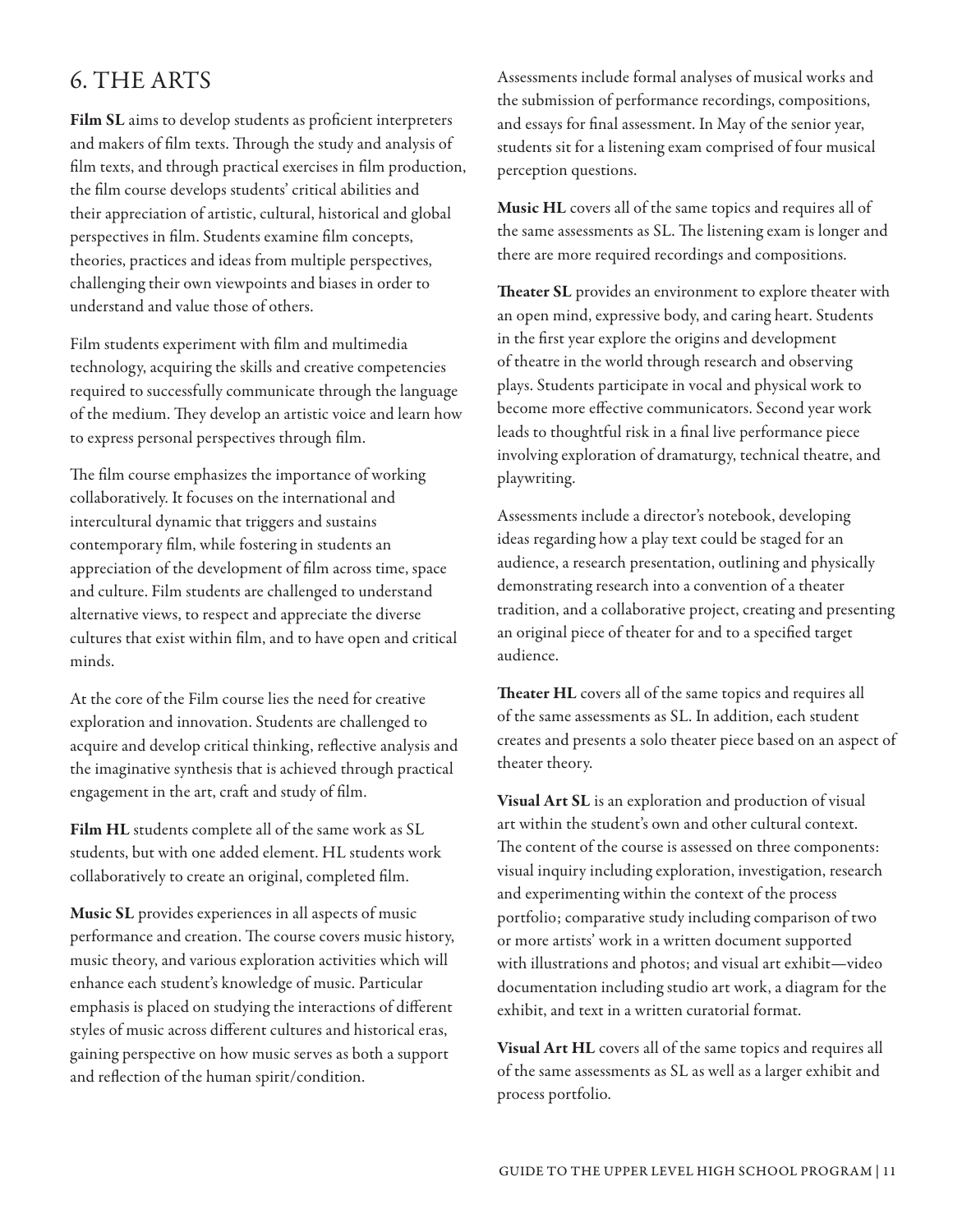## 6. THE ARTS

**Film SL** aims to develop students as proficient interpreters and makers of film texts. Through the study and analysis of film texts, and through practical exercises in film production, the film course develops students' critical abilities and their appreciation of artistic, cultural, historical and global perspectives in film. Students examine film concepts, theories, practices and ideas from multiple perspectives, challenging their own viewpoints and biases in order to understand and value those of others.

Film students experiment with film and multimedia technology, acquiring the skills and creative competencies required to successfully communicate through the language of the medium. They develop an artistic voice and learn how to express personal perspectives through film.

The film course emphasizes the importance of working collaboratively. It focuses on the international and intercultural dynamic that triggers and sustains contemporary film, while fostering in students an appreciation of the development of film across time, space and culture. Film students are challenged to understand alternative views, to respect and appreciate the diverse cultures that exist within film, and to have open and critical minds.

At the core of the Film course lies the need for creative exploration and innovation. Students are challenged to acquire and develop critical thinking, reflective analysis and the imaginative synthesis that is achieved through practical engagement in the art, craft and study of film.

**Film HL** students complete all of the same work as SL students, but with one added element. HL students work collaboratively to create an original, completed film.

**Music SL** provides experiences in all aspects of music performance and creation. The course covers music history, music theory, and various exploration activities which will enhance each student's knowledge of music. Particular emphasis is placed on studying the interactions of different styles of music across different cultures and historical eras, gaining perspective on how music serves as both a support and reflection of the human spirit/condition.

Assessments include formal analyses of musical works and the submission of performance recordings, compositions, and essays for final assessment. In May of the senior year, students sit for a listening exam comprised of four musical perception questions.

**Music HL** covers all of the same topics and requires all of the same assessments as SL. The listening exam is longer and there are more required recordings and compositions.

**Theater SL** provides an environment to explore theater with an open mind, expressive body, and caring heart. Students in the first year explore the origins and development of theatre in the world through research and observing plays. Students participate in vocal and physical work to become more effective communicators. Second year work leads to thoughtful risk in a final live performance piece involving exploration of dramaturgy, technical theatre, and playwriting.

Assessments include a director's notebook, developing ideas regarding how a play text could be staged for an audience, a research presentation, outlining and physically demonstrating research into a convention of a theater tradition, and a collaborative project, creating and presenting an original piece of theater for and to a specified target audience.

**Theater HL** covers all of the same topics and requires all of the same assessments as SL. In addition, each student creates and presents a solo theater piece based on an aspect of theater theory.

**Visual Art SL** is an exploration and production of visual art within the student's own and other cultural context. The content of the course is assessed on three components: visual inquiry including exploration, investigation, research and experimenting within the context of the process portfolio; comparative study including comparison of two or more artists' work in a written document supported with illustrations and photos; and visual art exhibit—video documentation including studio art work, a diagram for the exhibit, and text in a written curatorial format.

**Visual Art HL** covers all of the same topics and requires all of the same assessments as SL as well as a larger exhibit and process portfolio.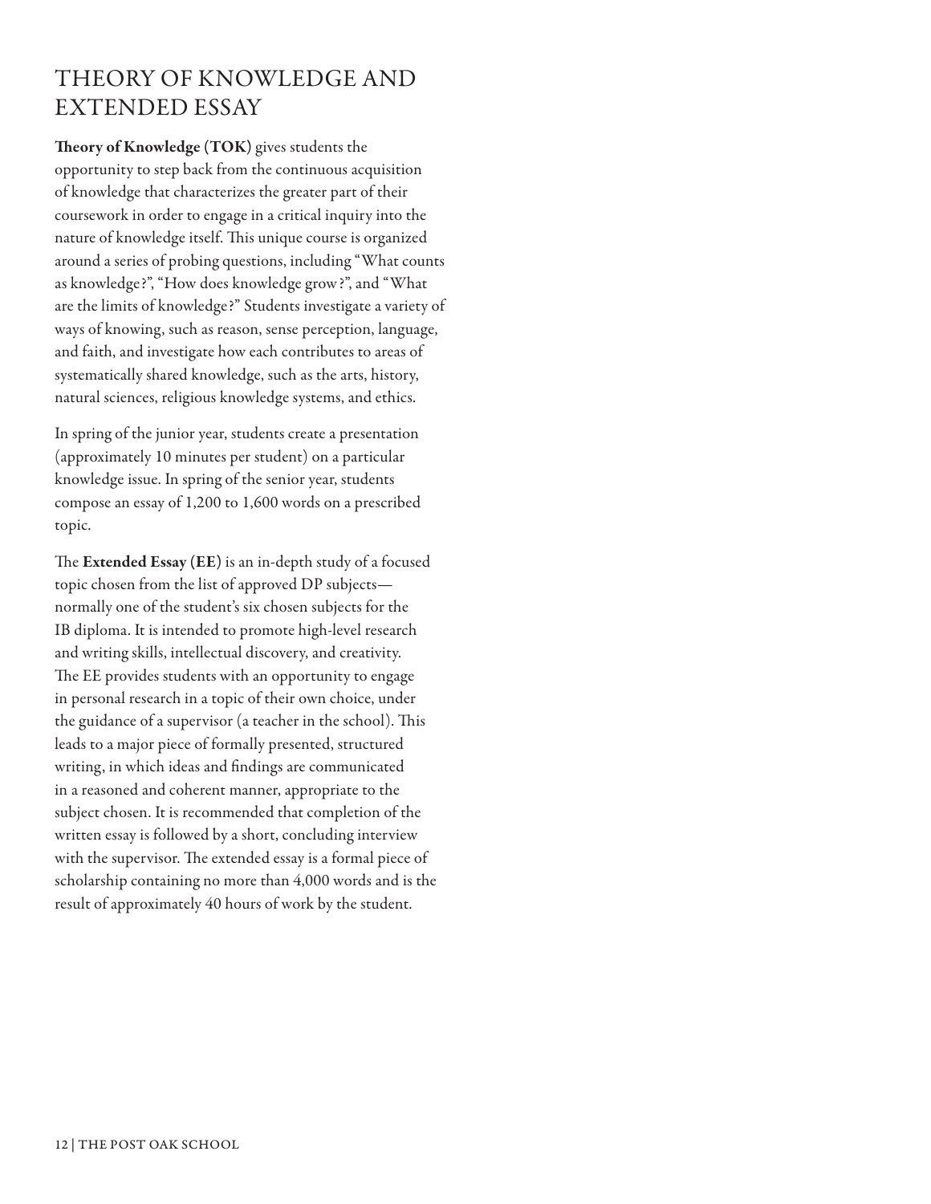# THEORY OF KNOWLEDGE AND EXTENDED ESSAY

**Theory of Knowledge (TOK)** gives students the opportunity to step back from the continuous acquisition of knowledge that characterizes the greater part of their coursework in order to engage in a critical inquiry into the nature of knowledge itself. This unique course is organized around a series of probing questions, including "What counts as knowledge?", "How does knowledge grow?", and "What are the limits of knowledge?" Students investigate a variety of ways of knowing, such as reason, sense perception, language, and faith, and investigate how each contributes to areas of systematically shared knowledge, such as the arts, history, natural sciences, religious knowledge systems, and ethics.

In spring of the junior year, students create a presentation (approximately 10 minutes per student) on a particular knowledge issue. In spring of the senior year, students compose an essay of 1,200 to 1,600 words on a prescribed topic.

The **Extended Essay (EE)** is an in-depth study of a focused topic chosen from the list of approved DP subjects—normally one of the student's six chosen subjects for the IB diploma. It is intended to promote high-level research and writing skills, intellectual discovery, and creativity. The EE provides students with an opportunity to engage in personal research in a topic of their own choice, under the guidance of a supervisor (a teacher in the school). This leads to a major piece of formally presented, structured writing, in which ideas and findings are communicated in a reasoned and coherent manner, appropriate to the subject chosen. It is recommended that completion of the written essay is followed by a short, concluding interview with the supervisor. The extended essay is a formal piece of scholarship containing no more than 4,000 words and is the result of approximately 40 hours of work by the student.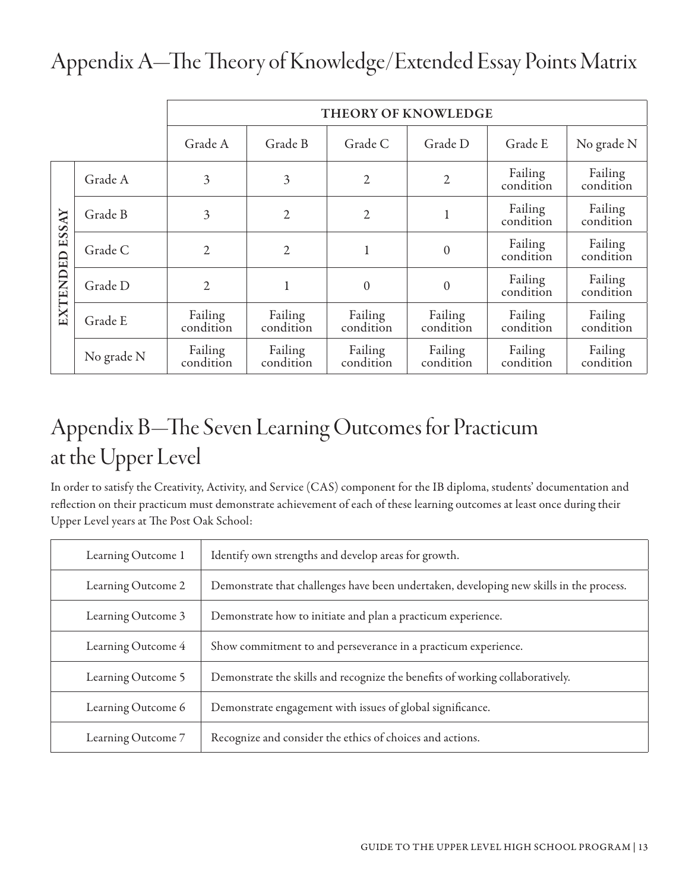# Appendix A—The Theory of Knowledge/Extended Essay Points Matrix

| | | THEORY OF KNOWLEDGE | | | | | |
|---|---|---|---|---|---|---|---|
| | | Grade A | Grade B | Grade C | Grade D | Grade E | No grade N |
| EXTENDED ESSAY | Grade A | 3 | 3 | 2 | 2 | Failing condition | Failing condition |
| | Grade B | 3 | 2 | 2 | 1 | Failing condition | Failing condition |
| | Grade C | 2 | 2 | 1 | 0 | Failing condition | Failing condition |
| | Grade D | 2 | 1 | 0 | 0 | Failing condition | Failing condition |
| | Grade E | Failing condition | Failing condition | Failing condition | Failing condition | Failing condition | Failing condition |
| | No grade N | Failing condition | Failing condition | Failing condition | Failing condition | Failing condition | Failing condition |

# Appendix B—The Seven Learning Outcomes for Practicum at the Upper Level

In order to satisfy the Creativity, Activity, and Service (CAS) component for the IB diploma, students' documentation and reflection on their practicum must demonstrate achievement of each of these learning outcomes at least once during their Upper Level years at The Post Oak School:

| | |
|---|---|
| Learning Outcome 1 | Identify own strengths and develop areas for growth. |
| Learning Outcome 2 | Demonstrate that challenges have been undertaken, developing new skills in the process. |
| Learning Outcome 3 | Demonstrate how to initiate and plan a practicum experience. |
| Learning Outcome 4 | Show commitment to and perseverance in a practicum experience. |
| Learning Outcome 5 | Demonstrate the skills and recognize the benefits of working collaboratively. |
| Learning Outcome 6 | Demonstrate engagement with issues of global significance. |
| Learning Outcome 7 | Recognize and consider the ethics of choices and actions. |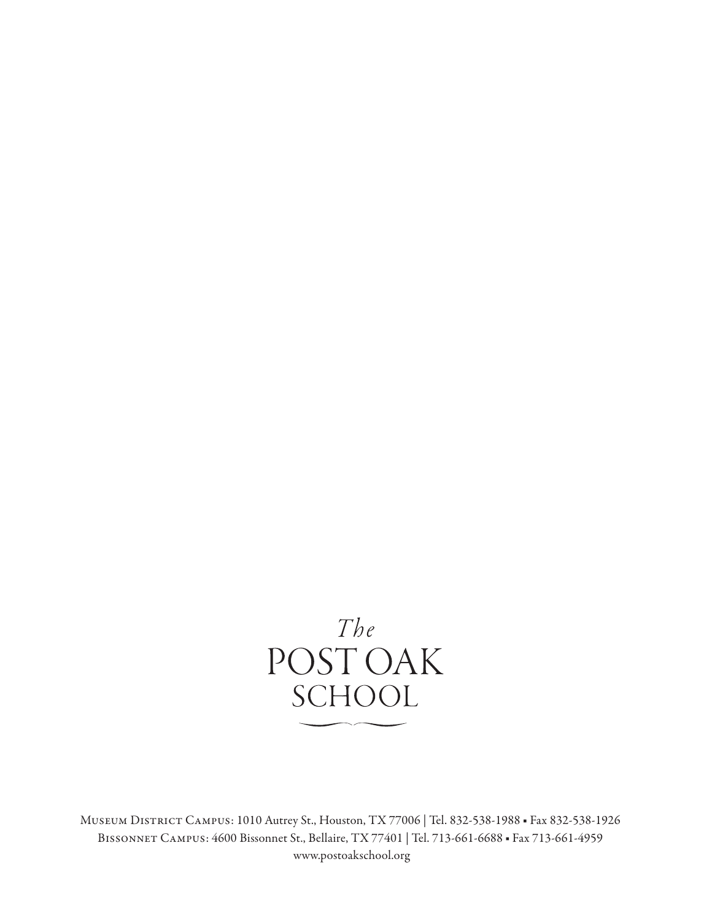*The*
POST OAK
SCHOOL

Museum District Campus: 1010 Autrey St., Houston, TX 77006 | Tel. 832-538-1988 ▪ Fax 832-538-1926
Bissonnet Campus: 4600 Bissonnet St., Bellaire, TX 77401 | Tel. 713-661-6688 ▪ Fax 713-661-4959
www.postoakschool.org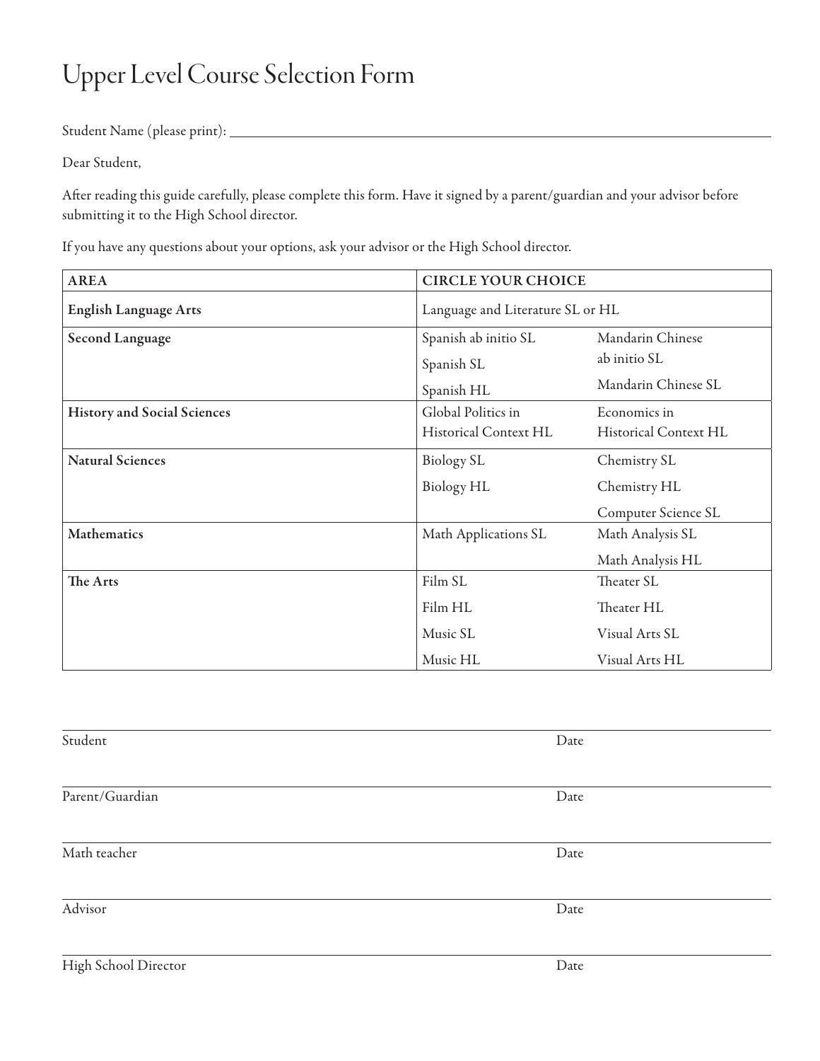# Upper Level Course Selection Form

Student Name (please print): ______________________________

Dear Student,

After reading this guide carefully, please complete this form. Have it signed by a parent/guardian and your advisor before submitting it to the High School director.

If you have any questions about your options, ask your advisor or the High School director.

| **AREA** | **CIRCLE YOUR CHOICE** | |
|---|---|---|
| **English Language Arts** | Language and Literature SL or HL | |
| **Second Language** | Spanish ab initio SL<br>Spanish SL<br>Spanish HL | Mandarin Chinese ab initio SL<br>Mandarin Chinese SL |
| **History and Social Sciences** | Global Politics in Historical Context HL | Economics in Historical Context HL |
| **Natural Sciences** | Biology SL<br>Biology HL | Chemistry SL<br>Chemistry HL<br>Computer Science SL |
| **Mathematics** | Math Applications SL | Math Analysis SL<br>Math Analysis HL |
| **The Arts** | Film SL<br>Film HL<br>Music SL<br>Music HL | Theater SL<br>Theater HL<br>Visual Arts SL<br>Visual Arts HL |

______________________________
Student Date

______________________________
Parent/Guardian Date

______________________________
Math teacher Date

______________________________
Advisor Date

______________________________
High School Director Date